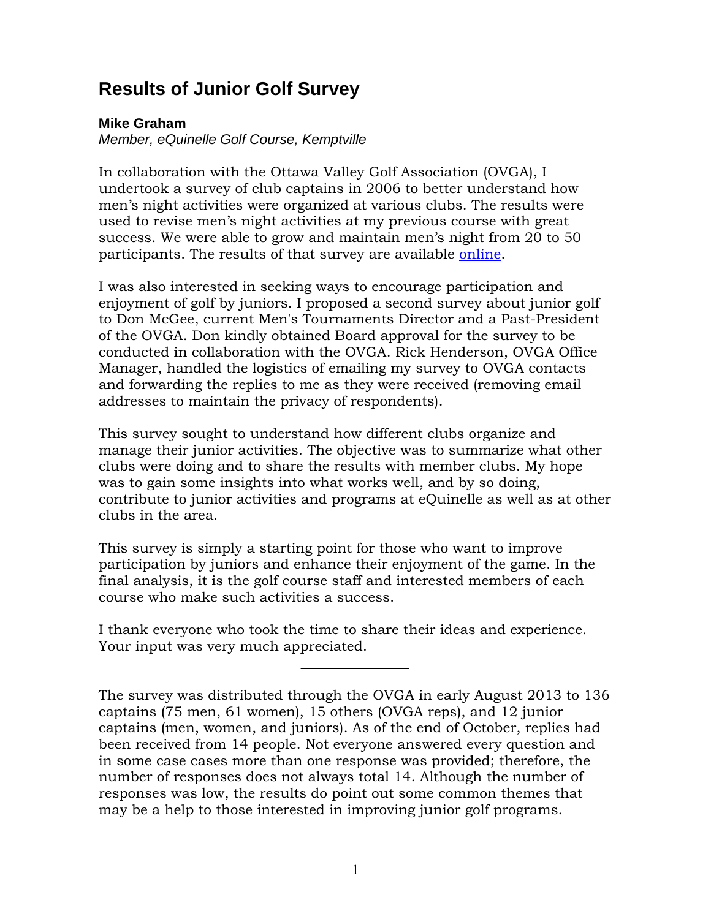# Results of Junior Golf Survey

**Mike Graham**
*Member, eQuinelle Golf Course, Kemptville*

In collaboration with the Ottawa Valley Golf Association (OVGA), I undertook a survey of club captains in 2006 to better understand how men's night activities were organized at various clubs. The results were used to revise men's night activities at my previous course with great success. We were able to grow and maintain men's night from 20 to 50 participants. The results of that survey are available online.

I was also interested in seeking ways to encourage participation and enjoyment of golf by juniors. I proposed a second survey about junior golf to Don McGee, current Men's Tournaments Director and a Past-President of the OVGA. Don kindly obtained Board approval for the survey to be conducted in collaboration with the OVGA. Rick Henderson, OVGA Office Manager, handled the logistics of emailing my survey to OVGA contacts and forwarding the replies to me as they were received (removing email addresses to maintain the privacy of respondents).

This survey sought to understand how different clubs organize and manage their junior activities. The objective was to summarize what other clubs were doing and to share the results with member clubs. My hope was to gain some insights into what works well, and by so doing, contribute to junior activities and programs at eQuinelle as well as at other clubs in the area.

This survey is simply a starting point for those who want to improve participation by juniors and enhance their enjoyment of the game. In the final analysis, it is the golf course staff and interested members of each course who make such activities a success.

I thank everyone who took the time to share their ideas and experience. Your input was very much appreciated.

---

The survey was distributed through the OVGA in early August 2013 to 136 captains (75 men, 61 women), 15 others (OVGA reps), and 12 junior captains (men, women, and juniors). As of the end of October, replies had been received from 14 people. Not everyone answered every question and in some case cases more than one response was provided; therefore, the number of responses does not always total 14. Although the number of responses was low, the results do point out some common themes that may be a help to those interested in improving junior golf programs.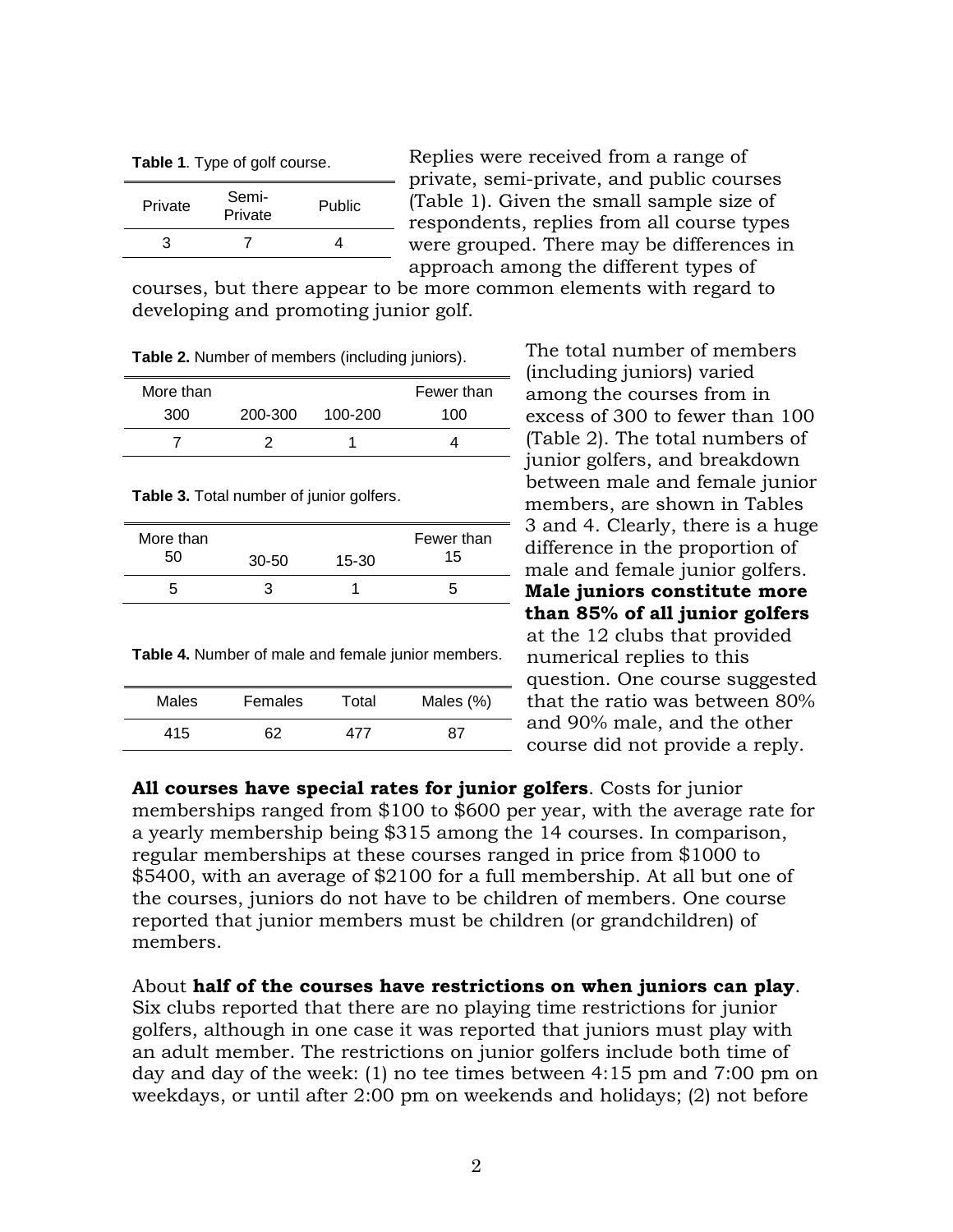**Table 1**. Type of golf course.

| Private | Semi-Private | Public |
|---|---|---|
| 3 | 7 | 4 |

Replies were received from a range of private, semi-private, and public courses (Table 1). Given the small sample size of respondents, replies from all course types were grouped. There may be differences in approach among the different types of courses, but there appear to be more common elements with regard to developing and promoting junior golf.

**Table 2.** Number of members (including juniors).

| More than 300 | 200-300 | 100-200 | Fewer than 100 |
|---|---|---|---|
| 7 | 2 | 1 | 4 |

**Table 3.** Total number of junior golfers.

| More than 50 | 30-50 | 15-30 | Fewer than 15 |
|---|---|---|---|
| 5 | 3 | 1 | 5 |

**Table 4.** Number of male and female junior members.

| Males | Females | Total | Males (%) |
|---|---|---|---|
| 415 | 62 | 477 | 87 |

The total number of members (including juniors) varied among the courses from in excess of 300 to fewer than 100 (Table 2). The total numbers of junior golfers, and breakdown between male and female junior members, are shown in Tables 3 and 4. Clearly, there is a huge difference in the proportion of male and female junior golfers. **Male juniors constitute more than 85% of all junior golfers** at the 12 clubs that provided numerical replies to this question. One course suggested that the ratio was between 80% and 90% male, and the other course did not provide a reply.

**All courses have special rates for junior golfers**. Costs for junior memberships ranged from $100 to $600 per year, with the average rate for a yearly membership being $315 among the 14 courses. In comparison, regular memberships at these courses ranged in price from $1000 to $5400, with an average of $2100 for a full membership. At all but one of the courses, juniors do not have to be children of members. One course reported that junior members must be children (or grandchildren) of members.

About **half of the courses have restrictions on when juniors can play**. Six clubs reported that there are no playing time restrictions for junior golfers, although in one case it was reported that juniors must play with an adult member. The restrictions on junior golfers include both time of day and day of the week: (1) no tee times between 4:15 pm and 7:00 pm on weekdays, or until after 2:00 pm on weekends and holidays; (2) not before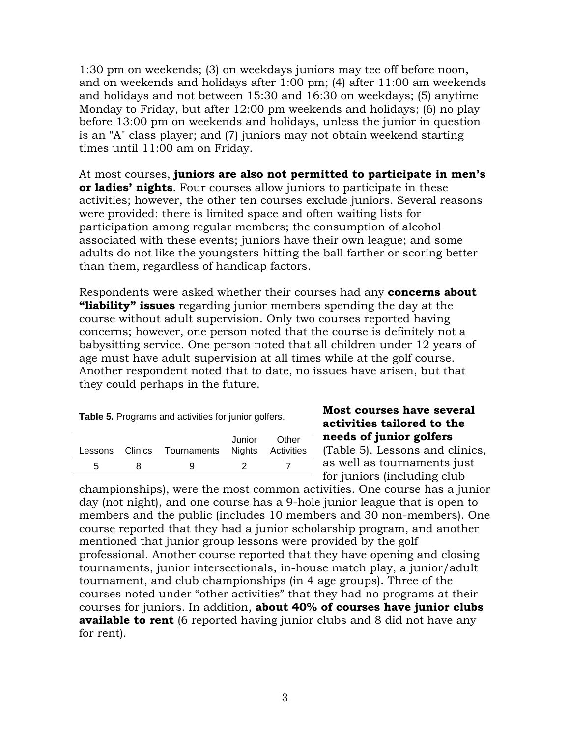1:30 pm on weekends; (3) on weekdays juniors may tee off before noon, and on weekends and holidays after 1:00 pm; (4) after 11:00 am weekends and holidays and not between 15:30 and 16:30 on weekdays; (5) anytime Monday to Friday, but after 12:00 pm weekends and holidays; (6) no play before 13:00 pm on weekends and holidays, unless the junior in question is an "A" class player; and (7) juniors may not obtain weekend starting times until 11:00 am on Friday.

At most courses, **juniors are also not permitted to participate in men's or ladies' nights**. Four courses allow juniors to participate in these activities; however, the other ten courses exclude juniors. Several reasons were provided: there is limited space and often waiting lists for participation among regular members; the consumption of alcohol associated with these events; juniors have their own league; and some adults do not like the youngsters hitting the ball farther or scoring better than them, regardless of handicap factors.

Respondents were asked whether their courses had any **concerns about "liability" issues** regarding junior members spending the day at the course without adult supervision. Only two courses reported having concerns; however, one person noted that the course is definitely not a babysitting service. One person noted that all children under 12 years of age must have adult supervision at all times while at the golf course. Another respondent noted that to date, no issues have arisen, but that they could perhaps in the future.

**Table 5.** Programs and activities for junior golfers.

| Lessons | Clinics | Tournaments | Junior Nights | Other Activities |
|---|---|---|---|---|
| 5 | 8 | 9 | 2 | 7 |

**Most courses have several activities tailored to the needs of junior golfers** (Table 5). Lessons and clinics, as well as tournaments just for juniors (including club championships), were the most common activities. One course has a junior day (not night), and one course has a 9-hole junior league that is open to members and the public (includes 10 members and 30 non-members). One course reported that they had a junior scholarship program, and another mentioned that junior group lessons were provided by the golf professional. Another course reported that they have opening and closing tournaments, junior intersectionals, in-house match play, a junior/adult tournament, and club championships (in 4 age groups). Three of the courses noted under "other activities" that they had no programs at their courses for juniors. In addition, **about 40% of courses have junior clubs available to rent** (6 reported having junior clubs and 8 did not have any for rent).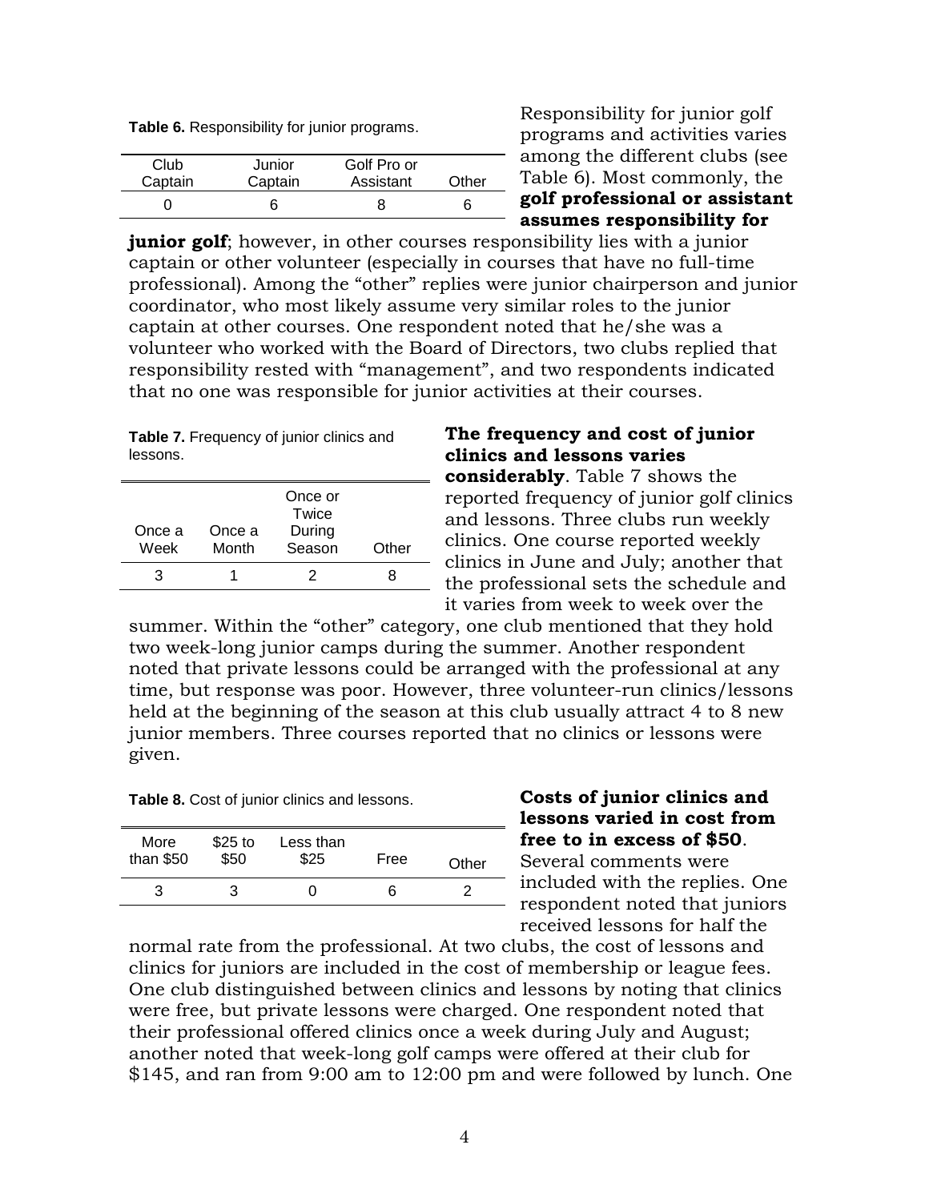**Table 6.** Responsibility for junior programs.

| Club Captain | Junior Captain | Golf Pro or Assistant | Other |
|---|---|---|---|
| 0 | 6 | 8 | 6 |

Responsibility for junior golf programs and activities varies among the different clubs (see Table 6). Most commonly, the **golf professional or assistant assumes responsibility for junior golf**; however, in other courses responsibility lies with a junior captain or other volunteer (especially in courses that have no full-time professional). Among the "other" replies were junior chairperson and junior coordinator, who most likely assume very similar roles to the junior captain at other courses. One respondent noted that he/she was a volunteer who worked with the Board of Directors, two clubs replied that responsibility rested with "management", and two respondents indicated that no one was responsible for junior activities at their courses.

**Table 7.** Frequency of junior clinics and lessons.

| Once a Week | Once a Month | Once or Twice During Season | Other |
|---|---|---|---|
| 3 | 1 | 2 | 8 |

**The frequency and cost of junior clinics and lessons varies considerably**. Table 7 shows the reported frequency of junior golf clinics and lessons. Three clubs run weekly clinics. One course reported weekly clinics in June and July; another that the professional sets the schedule and it varies from week to week over the summer. Within the "other" category, one club mentioned that they hold two week-long junior camps during the summer. Another respondent noted that private lessons could be arranged with the professional at any time, but response was poor. However, three volunteer-run clinics/lessons held at the beginning of the season at this club usually attract 4 to 8 new junior members. Three courses reported that no clinics or lessons were given.

**Table 8.** Cost of junior clinics and lessons.

| More than $50 | $25 to $50 | Less than $25 | Free | Other |
|---|---|---|---|---|
| 3 | 3 | 0 | 6 | 2 |

**Costs of junior clinics and lessons varied in cost from free to in excess of $50**. Several comments were included with the replies. One respondent noted that juniors received lessons for half the normal rate from the professional. At two clubs, the cost of lessons and clinics for juniors are included in the cost of membership or league fees. One club distinguished between clinics and lessons by noting that clinics were free, but private lessons were charged. One respondent noted that their professional offered clinics once a week during July and August; another noted that week-long golf camps were offered at their club for $145, and ran from 9:00 am to 12:00 pm and were followed by lunch. One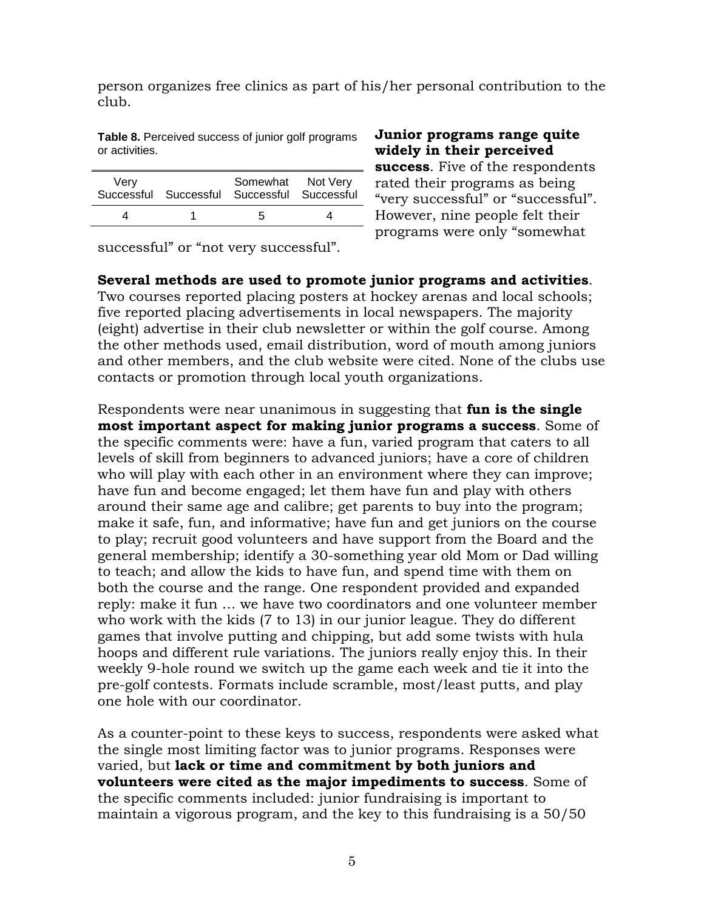person organizes free clinics as part of his/her personal contribution to the club.

**Table 8.** Perceived success of junior golf programs or activities.

| Very Successful | Successful | Somewhat Successful | Not Very Successful |
|---|---|---|---|
| 4 | 1 | 5 | 4 |

**Junior programs range quite widely in their perceived success**. Five of the respondents rated their programs as being "very successful" or "successful". However, nine people felt their programs were only "somewhat successful" or "not very successful".

**Several methods are used to promote junior programs and activities**. Two courses reported placing posters at hockey arenas and local schools; five reported placing advertisements in local newspapers. The majority (eight) advertise in their club newsletter or within the golf course. Among the other methods used, email distribution, word of mouth among juniors and other members, and the club website were cited. None of the clubs use contacts or promotion through local youth organizations.

Respondents were near unanimous in suggesting that **fun is the single most important aspect for making junior programs a success**. Some of the specific comments were: have a fun, varied program that caters to all levels of skill from beginners to advanced juniors; have a core of children who will play with each other in an environment where they can improve; have fun and become engaged; let them have fun and play with others around their same age and calibre; get parents to buy into the program; make it safe, fun, and informative; have fun and get juniors on the course to play; recruit good volunteers and have support from the Board and the general membership; identify a 30-something year old Mom or Dad willing to teach; and allow the kids to have fun, and spend time with them on both the course and the range. One respondent provided and expanded reply: make it fun … we have two coordinators and one volunteer member who work with the kids (7 to 13) in our junior league. They do different games that involve putting and chipping, but add some twists with hula hoops and different rule variations. The juniors really enjoy this. In their weekly 9-hole round we switch up the game each week and tie it into the pre-golf contests. Formats include scramble, most/least putts, and play one hole with our coordinator.

As a counter-point to these keys to success, respondents were asked what the single most limiting factor was to junior programs. Responses were varied, but **lack or time and commitment by both juniors and volunteers were cited as the major impediments to success**. Some of the specific comments included: junior fundraising is important to maintain a vigorous program, and the key to this fundraising is a 50/50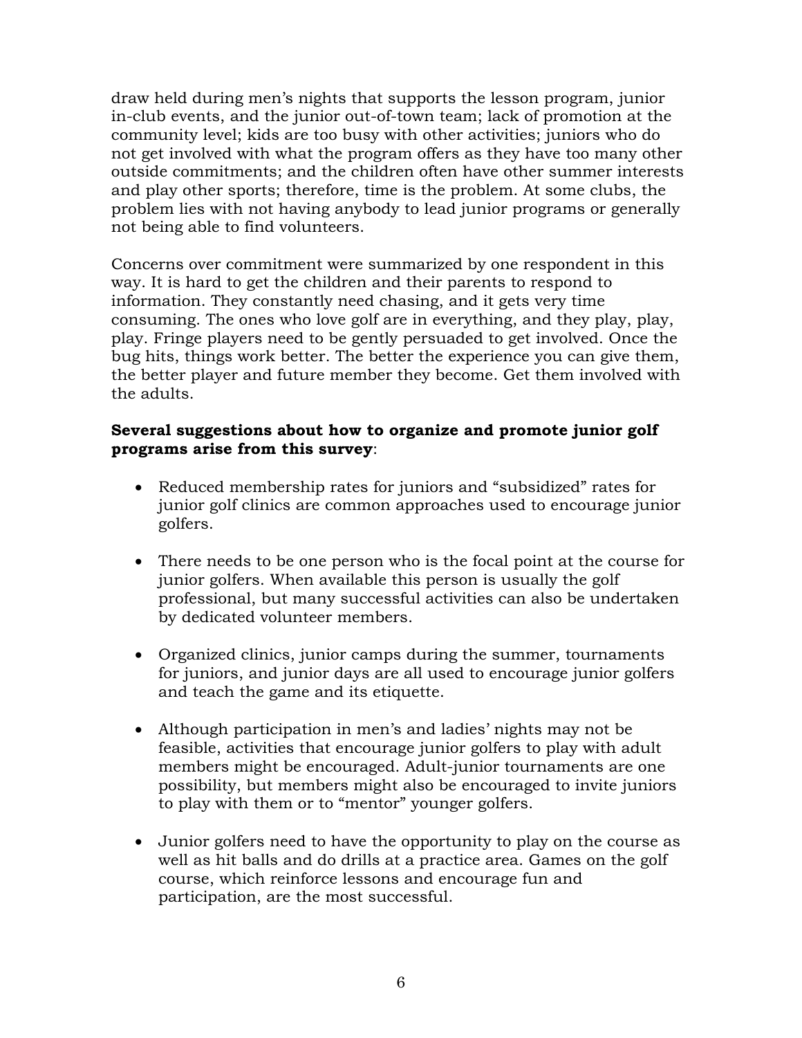draw held during men's nights that supports the lesson program, junior in-club events, and the junior out-of-town team; lack of promotion at the community level; kids are too busy with other activities; juniors who do not get involved with what the program offers as they have too many other outside commitments; and the children often have other summer interests and play other sports; therefore, time is the problem. At some clubs, the problem lies with not having anybody to lead junior programs or generally not being able to find volunteers.

Concerns over commitment were summarized by one respondent in this way. It is hard to get the children and their parents to respond to information. They constantly need chasing, and it gets very time consuming. The ones who love golf are in everything, and they play, play, play. Fringe players need to be gently persuaded to get involved. Once the bug hits, things work better. The better the experience you can give them, the better player and future member they become. Get them involved with the adults.

**Several suggestions about how to organize and promote junior golf programs arise from this survey**:

- Reduced membership rates for juniors and "subsidized" rates for junior golf clinics are common approaches used to encourage junior golfers.

- There needs to be one person who is the focal point at the course for junior golfers. When available this person is usually the golf professional, but many successful activities can also be undertaken by dedicated volunteer members.

- Organized clinics, junior camps during the summer, tournaments for juniors, and junior days are all used to encourage junior golfers and teach the game and its etiquette.

- Although participation in men's and ladies' nights may not be feasible, activities that encourage junior golfers to play with adult members might be encouraged. Adult-junior tournaments are one possibility, but members might also be encouraged to invite juniors to play with them or to "mentor" younger golfers.

- Junior golfers need to have the opportunity to play on the course as well as hit balls and do drills at a practice area. Games on the golf course, which reinforce lessons and encourage fun and participation, are the most successful.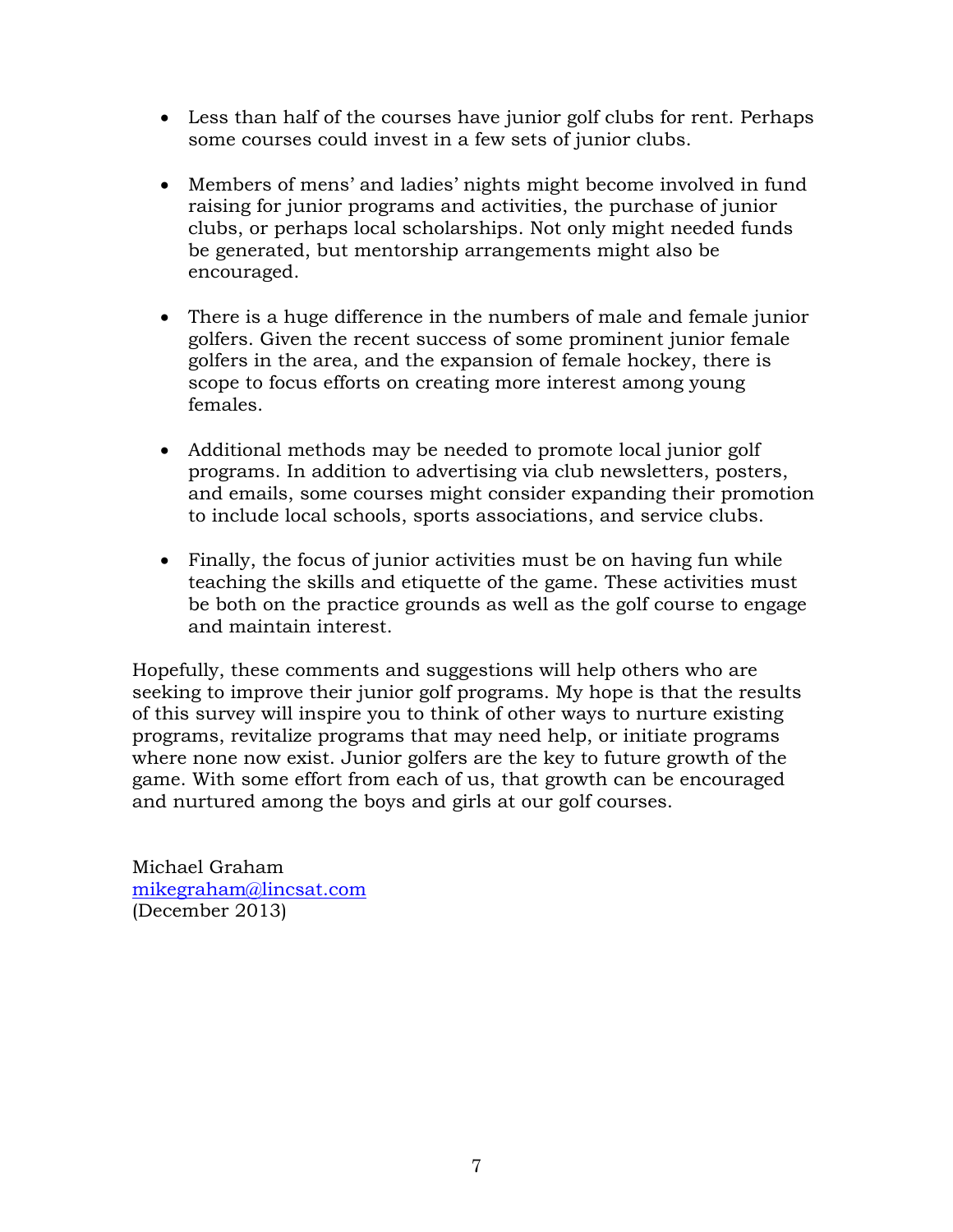- Less than half of the courses have junior golf clubs for rent. Perhaps some courses could invest in a few sets of junior clubs.

- Members of mens' and ladies' nights might become involved in fund raising for junior programs and activities, the purchase of junior clubs, or perhaps local scholarships. Not only might needed funds be generated, but mentorship arrangements might also be encouraged.

- There is a huge difference in the numbers of male and female junior golfers. Given the recent success of some prominent junior female golfers in the area, and the expansion of female hockey, there is scope to focus efforts on creating more interest among young females.

- Additional methods may be needed to promote local junior golf programs. In addition to advertising via club newsletters, posters, and emails, some courses might consider expanding their promotion to include local schools, sports associations, and service clubs.

- Finally, the focus of junior activities must be on having fun while teaching the skills and etiquette of the game. These activities must be both on the practice grounds as well as the golf course to engage and maintain interest.

Hopefully, these comments and suggestions will help others who are seeking to improve their junior golf programs. My hope is that the results of this survey will inspire you to think of other ways to nurture existing programs, revitalize programs that may need help, or initiate programs where none now exist. Junior golfers are the key to future growth of the game. With some effort from each of us, that growth can be encouraged and nurtured among the boys and girls at our golf courses.

Michael Graham
mikegraham@lincsat.com
(December 2013)